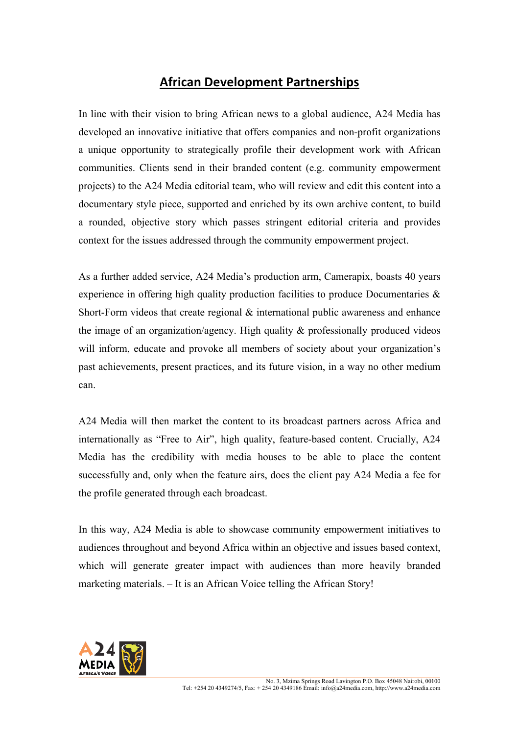# African Development Partnerships

In line with their vision to bring African news to a global audience, A24 Media has developed an innovative initiative that offers companies and non-profit organizations a unique opportunity to strategically profile their development work with African communities. Clients send in their branded content (e.g. community empowerment projects) to the A24 Media editorial team, who will review and edit this content into a documentary style piece, supported and enriched by its own archive content, to build a rounded, objective story which passes stringent editorial criteria and provides context for the issues addressed through the community empowerment project.

As a further added service, A24 Media's production arm, Camerapix, boasts 40 years experience in offering high quality production facilities to produce Documentaries & Short-Form videos that create regional & international public awareness and enhance the image of an organization/agency. High quality & professionally produced videos will inform, educate and provoke all members of society about your organization's past achievements, present practices, and its future vision, in a way no other medium can.

A24 Media will then market the content to its broadcast partners across Africa and internationally as "Free to Air", high quality, feature-based content. Crucially, A24 Media has the credibility with media houses to be able to place the content successfully and, only when the feature airs, does the client pay A24 Media a fee for the profile generated through each broadcast.

In this way, A24 Media is able to showcase community empowerment initiatives to audiences throughout and beyond Africa within an objective and issues based context, which will generate greater impact with audiences than more heavily branded marketing materials. – It is an African Voice telling the African Story!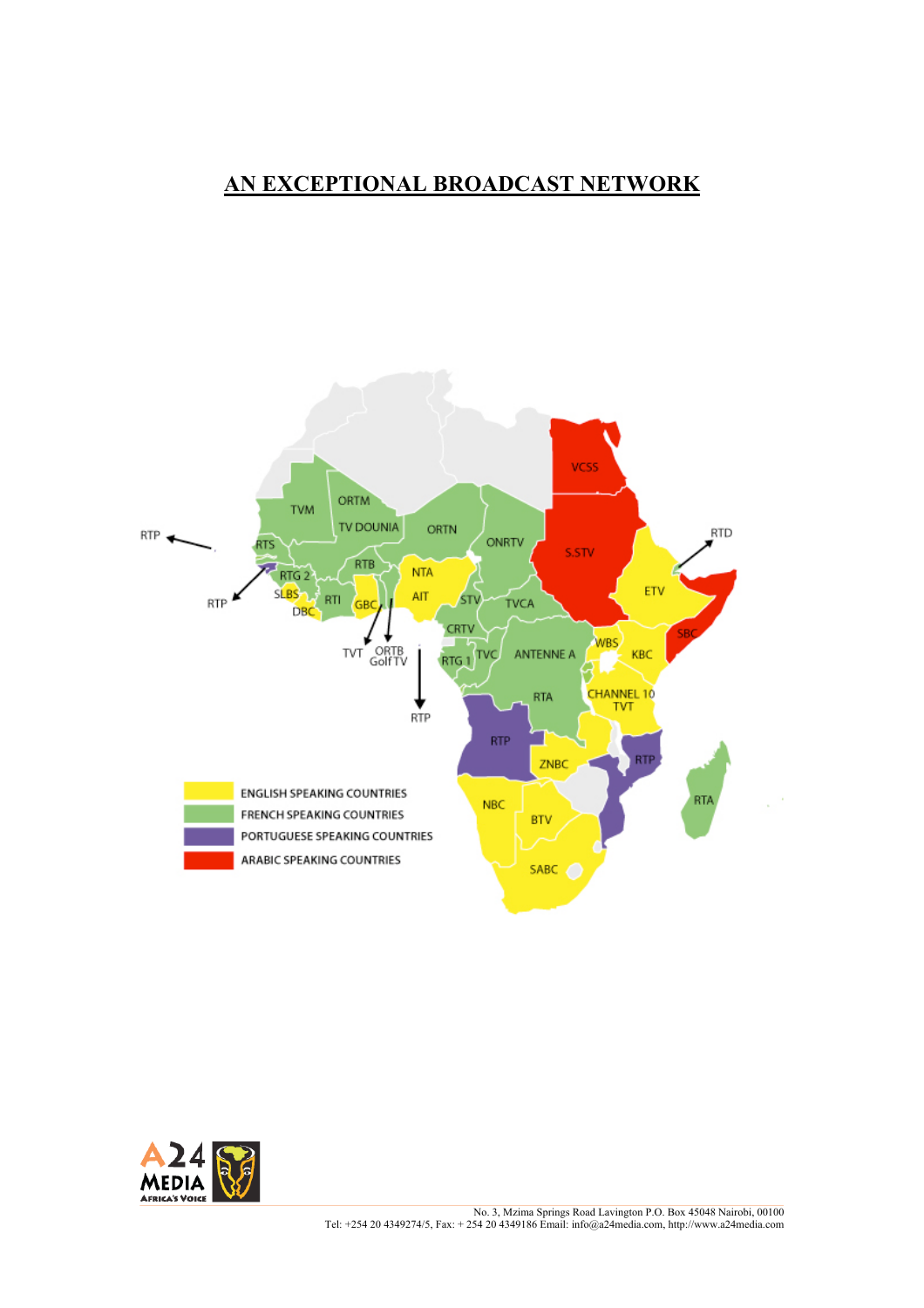# AN EXCEPTIONAL BROADCAST NETWORK

VCSS

S.STV

RTD

ETV

SBC

TVM

ORTM

TV DOUNIA

ORTN

ONRTV

RTP

RTS

RTB

NTA

RTG 2

SLBS

RTI

GBC

AIT

STV

TVCA

RTP

DBC

CRTV

TVT

ORTB Golf TV

RTG 1

TVC

ANTENNE A

WBS

KBC

RTA

CHANNEL 10 TVT

RTP

RTP

ZNBC

RTP

RTA

NBC

BTV

SABC

ENGLISH SPEAKING COUNTRIES

FRENCH SPEAKING COUNTRIES

PORTUGUESE SPEAKING COUNTRIES

ARABIC SPEAKING COUNTRIES

No. 3, Mzima Springs Road Lavington P.O. Box 45048 Nairobi, 00100
Tel: +254 20 4349274/5, Fax: + 254 20 4349186 Email: info@a24media.com, http://www.a24media.com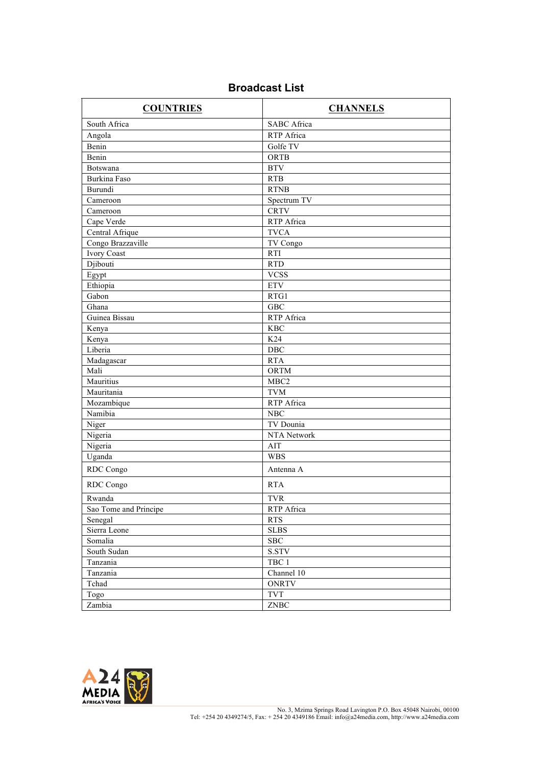# Broadcast List

| COUNTRIES | CHANNELS |
|---|---|
| South Africa | SABC Africa |
| Angola | RTP Africa |
| Benin | Golfe TV |
| Benin | ORTB |
| Botswana | BTV |
| Burkina Faso | RTB |
| Burundi | RTNB |
| Cameroon | Spectrum TV |
| Cameroon | CRTV |
| Cape Verde | RTP Africa |
| Central Afrique | TVCA |
| Congo Brazzaville | TV Congo |
| Ivory Coast | RTI |
| Djibouti | RTD |
| Egypt | VCSS |
| Ethiopia | ETV |
| Gabon | RTG1 |
| Ghana | GBC |
| Guinea Bissau | RTP Africa |
| Kenya | KBC |
| Kenya | K24 |
| Liberia | DBC |
| Madagascar | RTA |
| Mali | ORTM |
| Mauritius | MBC2 |
| Mauritania | TVM |
| Mozambique | RTP Africa |
| Namibia | NBC |
| Niger | TV Dounia |
| Nigeria | NTA Network |
| Nigeria | AIT |
| Uganda | WBS |
| RDC Congo | Antenna A |
| RDC Congo | RTA |
| Rwanda | TVR |
| Sao Tome and Principe | RTP Africa |
| Senegal | RTS |
| Sierra Leone | SLBS |
| Somalia | SBC |
| South Sudan | S.STV |
| Tanzania | TBC 1 |
| Tanzania | Channel 10 |
| Tchad | ONRTV |
| Togo | TVT |
| Zambia | ZNBC |

A24 MEDIA AFRICA'S VOICE

No. 3, Mzima Springs Road Lavington P.O. Box 45048 Nairobi, 00100
Tel: +254 20 4349274/5, Fax: + 254 20 4349186 Email: info@a24media.com, http://www.a24media.com